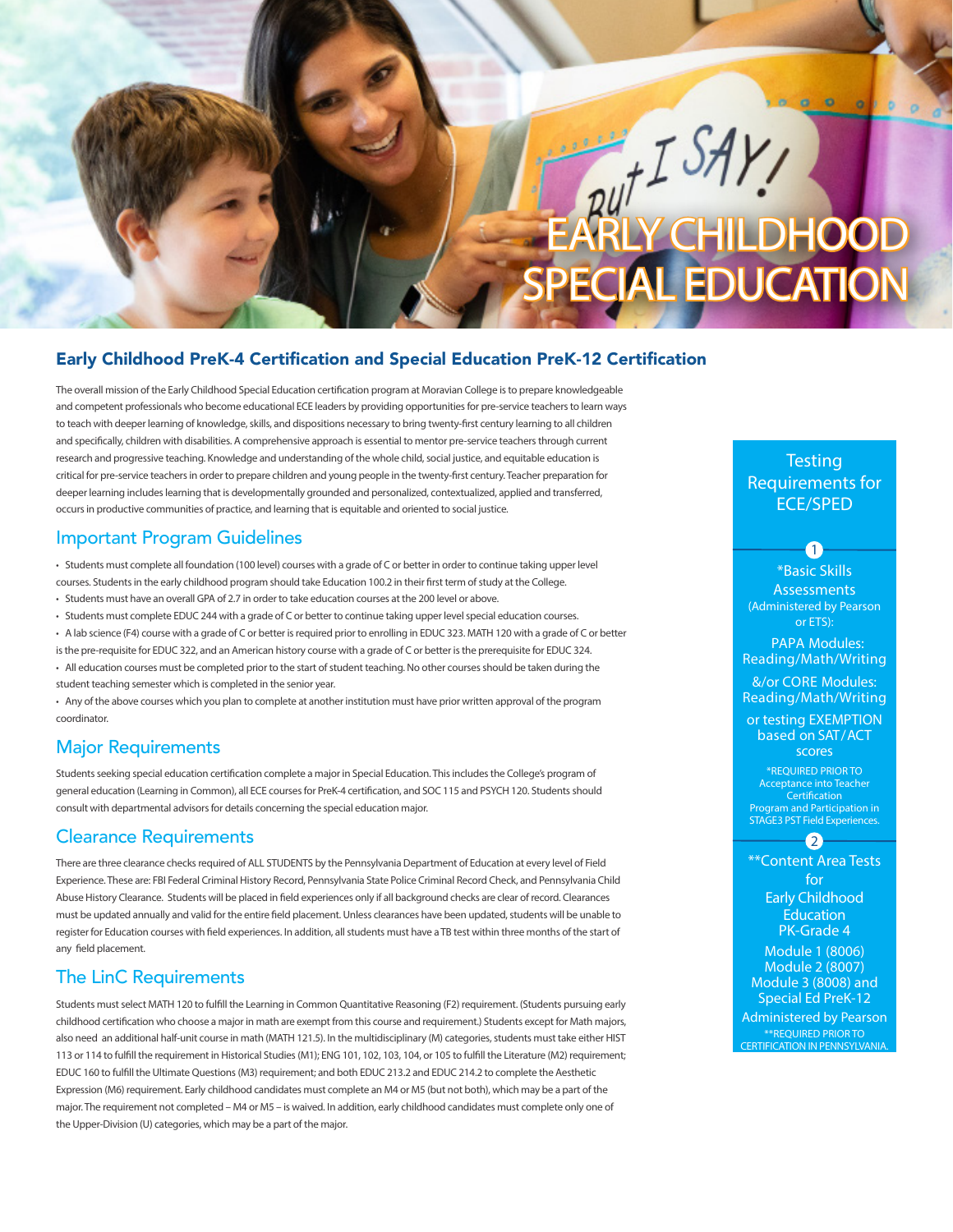# EARLY CHILDHOOD SPECIAL EDUCATION

## Early Childhood PreK-4 Certification and Special Education PreK-12 Certification

The overall mission of the Early Childhood Special Education certification program at Moravian College is to prepare knowledgeable and competent professionals who become educational ECE leaders by providing opportunities for pre-service teachers to learn ways to teach with deeper learning of knowledge, skills, and dispositions necessary to bring twenty-first century learning to all children and specifically, children with disabilities. A comprehensive approach is essential to mentor pre-service teachers through current research and progressive teaching. Knowledge and understanding of the whole child, social justice, and equitable education is critical for pre-service teachers in order to prepare children and young people in the twenty-first century. Teacher preparation for deeper learning includes learning that is developmentally grounded and personalized, contextualized, applied and transferred, occurs in productive communities of practice, and learning that is equitable and oriented to social justice.

### Important Program Guidelines

- Students must complete all foundation (100 level) courses with a grade of C or better in order to continue taking upper level courses. Students in the early childhood program should take Education 100.2 in their first term of study at the College.
- Students must have an overall GPA of 2.7 in order to take education courses at the 200 level or above.
- Students must complete EDUC 244 with a grade of C or better to continue taking upper level special education courses.
- A lab science (F4) course with a grade of C or better is required prior to enrolling in EDUC 323. MATH 120 with a grade of C or better is the pre-requisite for EDUC 322, and an American history course with a grade of C or better is the prerequisite for EDUC 324.
- All education courses must be completed prior to the start of student teaching. No other courses should be taken during the student teaching semester which is completed in the senior year.
- Any of the above courses which you plan to complete at another institution must have prior written approval of the program coordinator.

### Major Requirements

Students seeking special education certification complete a major in Special Education. This includes the College's program of general education (Learning in Common), all ECE courses for PreK-4 certification, and SOC 115 and PSYCH 120. Students should consult with departmental advisors for details concerning the special education major.

### Clearance Requirements

There are three clearance checks required of ALL STUDENTS by the Pennsylvania Department of Education at every level of Field Experience. These are: FBI Federal Criminal History Record, Pennsylvania State Police Criminal Record Check, and Pennsylvania Child Abuse History Clearance. Students will be placed in field experiences only if all background checks are clear of record. Clearances must be updated annually and valid for the entire field placement. Unless clearances have been updated, students will be unable to register for Education courses with field experiences. In addition, all students must have a TB test within three months of the start of any field placement.

### The LinC Requirements

Students must select MATH 120 to fulfill the Learning in Common Quantitative Reasoning (F2) requirement. (Students pursuing early childhood certification who choose a major in math are exempt from this course and requirement.) Students except for Math majors, also need an additional half-unit course in math (MATH 121.5). In the multidisciplinary (M) categories, students must take either HIST 113 or 114 to fulfill the requirement in Historical Studies (M1); ENG 101, 102, 103, 104, or 105 to fulfill the Literature (M2) requirement; EDUC 160 to fulfill the Ultimate Questions (M3) requirement; and both EDUC 213.2 and EDUC 214.2 to complete the Aesthetic Expression (M6) requirement. Early childhood candidates must complete an M4 or M5 (but not both), which may be a part of the major. The requirement not completed – M4 or M5 – is waived. In addition, early childhood candidates must complete only one of the Upper-Division (U) categories, which may be a part of the major.

### Testing Requirements for ECE/SPED

**1**

*Basic Skills Assessments (Administered by Pearson or ETS):

PAPA Modules: Reading/Math/Writing

&/or CORE Modules: Reading/Math/Writing

or testing EXEMPTION based on SAT/ACT scores

*REQUIRED PRIOR TO Acceptance into Teacher Certification Program and Participation in STAGE3 PST Field Experiences.

**2**

**Content Area Tests for Early Childhood Education PK-Grade 4

Module 1 (8006)
Module 2 (8007)
Module 3 (8008) and
Special Ed PreK-12

Administered by Pearson

**REQUIRED PRIOR TO CERTIFICATION IN PENNSYLVANIA.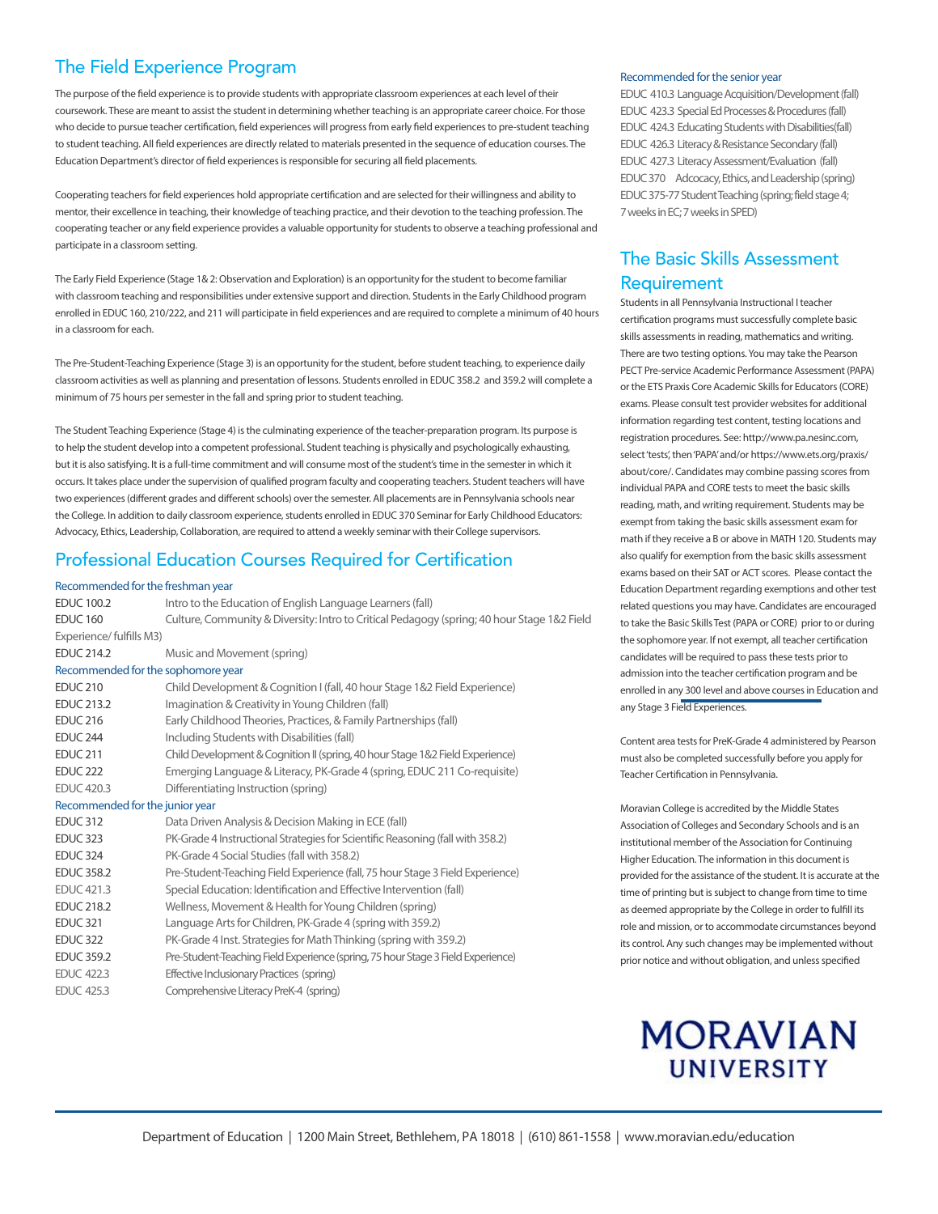## The Field Experience Program

The purpose of the field experience is to provide students with appropriate classroom experiences at each level of their coursework. These are meant to assist the student in determining whether teaching is an appropriate career choice. For those who decide to pursue teacher certification, field experiences will progress from early field experiences to pre-student teaching to student teaching. All field experiences are directly related to materials presented in the sequence of education courses. The Education Department's director of field experiences is responsible for securing all field placements.

Cooperating teachers for field experiences hold appropriate certification and are selected for their willingness and ability to mentor, their excellence in teaching, their knowledge of teaching practice, and their devotion to the teaching profession. The cooperating teacher or any field experience provides a valuable opportunity for students to observe a teaching professional and participate in a classroom setting.

The Early Field Experience (Stage 1& 2: Observation and Exploration) is an opportunity for the student to become familiar with classroom teaching and responsibilities under extensive support and direction. Students in the Early Childhood program enrolled in EDUC 160, 210/222, and 211 will participate in field experiences and are required to complete a minimum of 40 hours in a classroom for each.

The Pre-Student-Teaching Experience (Stage 3) is an opportunity for the student, before student teaching, to experience daily classroom activities as well as planning and presentation of lessons. Students enrolled in EDUC 358.2 and 359.2 will complete a minimum of 75 hours per semester in the fall and spring prior to student teaching.

The Student Teaching Experience (Stage 4) is the culminating experience of the teacher-preparation program. Its purpose is to help the student develop into a competent professional. Student teaching is physically and psychologically exhausting, but it is also satisfying. It is a full-time commitment and will consume most of the student's time in the semester in which it occurs. It takes place under the supervision of qualified program faculty and cooperating teachers. Student teachers will have two experiences (different grades and different schools) over the semester. All placements are in Pennsylvania schools near the College. In addition to daily classroom experience, students enrolled in EDUC 370 Seminar for Early Childhood Educators: Advocacy, Ethics, Leadership, Collaboration, are required to attend a weekly seminar with their College supervisors.

## Professional Education Courses Required for Certification

### Recommended for the freshman year

| | |
|---|---|
| EDUC 100.2 | Intro to the Education of English Language Learners (fall) |
| EDUC 160 | Culture, Community & Diversity: Intro to Critical Pedagogy (spring; 40 hour Stage 1&2 Field Experience/ fulfills M3) |
| EDUC 214.2 | Music and Movement (spring) |

### Recommended for the sophomore year

| | |
|---|---|
| EDUC 210 | Child Development & Cognition I (fall, 40 hour Stage 1&2 Field Experience) |
| EDUC 213.2 | Imagination & Creativity in Young Children (fall) |
| EDUC 216 | Early Childhood Theories, Practices, & Family Partnerships (fall) |
| EDUC 244 | Including Students with Disabilities (fall) |
| EDUC 211 | Child Development & Cognition II (spring, 40 hour Stage 1&2 Field Experience) |
| EDUC 222 | Emerging Language & Literacy, PK-Grade 4 (spring, EDUC 211 Co-requisite) |
| EDUC 420.3 | Differentiating Instruction (spring) |

### Recommended for the junior year

| | |
|---|---|
| EDUC 312 | Data Driven Analysis & Decision Making in ECE (fall) |
| EDUC 323 | PK-Grade 4 Instructional Strategies for Scientific Reasoning (fall with 358.2) |
| EDUC 324 | PK-Grade 4 Social Studies (fall with 358.2) |
| EDUC 358.2 | Pre-Student-Teaching Field Experience (fall, 75 hour Stage 3 Field Experience) |
| EDUC 421.3 | Special Education: Identification and Effective Intervention (fall) |
| EDUC 218.2 | Wellness, Movement & Health for Young Children (spring) |
| EDUC 321 | Language Arts for Children, PK-Grade 4 (spring with 359.2) |
| EDUC 322 | PK-Grade 4 Inst. Strategies for Math Thinking (spring with 359.2) |
| EDUC 359.2 | Pre-Student-Teaching Field Experience (spring, 75 hour Stage 3 Field Experience) |
| EDUC 422.3 | Effective Inclusionary Practices (spring) |
| EDUC 425.3 | Comprehensive Literacy PreK-4 (spring) |

### Recommended for the senior year

EDUC 410.3 Language Acquisition/Development (fall)
EDUC 423.3 Special Ed Processes & Procedures (fall)
EDUC 424.3 Educating Students with Disabilities (fall)
EDUC 426.3 Literacy & Resistance Secondary (fall)
EDUC 427.3 Literacy Assessment/Evaluation (fall)
EDUC 370 Adcocacy, Ethics, and Leadership (spring)
EDUC 375-77 Student Teaching (spring; field stage 4; 7 weeks in EC; 7 weeks in SPED)

## The Basic Skills Assessment Requirement

Students in all Pennsylvania Instructional I teacher certification programs must successfully complete basic skills assessments in reading, mathematics and writing. There are two testing options. You may take the Pearson PECT Pre-service Academic Performance Assessment (PAPA) or the ETS Praxis Core Academic Skills for Educators (CORE) exams. Please consult test provider websites for additional information regarding test content, testing locations and registration procedures. See: http://www.pa.nesinc.com, select 'tests', then 'PAPA' and/or https://www.ets.org/praxis/about/core/. Candidates may combine passing scores from individual PAPA and CORE tests to meet the basic skills reading, math, and writing requirement. Students may be exempt from taking the basic skills assessment exam for math if they receive a B or above in MATH 120. Students may also qualify for exemption from the basic skills assessment exams based on their SAT or ACT scores. Please contact the Education Department regarding exemptions and other test related questions you may have. Candidates are encouraged to take the Basic Skills Test (PAPA or CORE) prior to or during the sophomore year. If not exempt, all teacher certification candidates will be required to pass these tests prior to admission into the teacher certification program and be enrolled in any 300 level and above courses in Education and any Stage 3 Field Experiences.

Content area tests for PreK-Grade 4 administered by Pearson must also be completed successfully before you apply for Teacher Certification in Pennsylvania.

Moravian College is accredited by the Middle States Association of Colleges and Secondary Schools and is an institutional member of the Association for Continuing Higher Education. The information in this document is provided for the assistance of the student. It is accurate at the time of printing but is subject to change from time to time as deemed appropriate by the College in order to fulfill its role and mission, or to accommodate circumstances beyond its control. Any such changes may be implemented without prior notice and without obligation, and unless specified

MORAVIAN UNIVERSITY

Department of Education | 1200 Main Street, Bethlehem, PA 18018 | (610) 861-1558 | www.moravian.edu/education